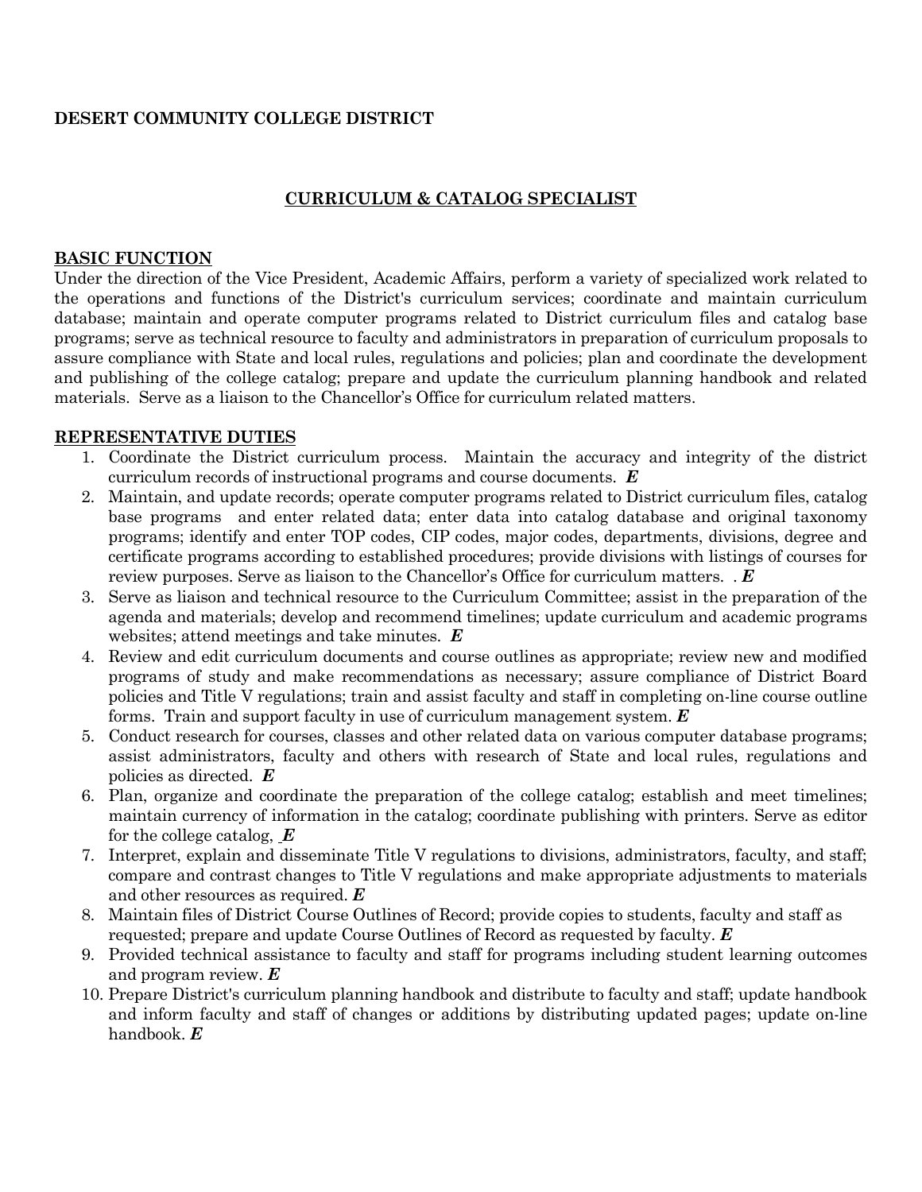**DESERT COMMUNITY COLLEGE DISTRICT**

## CURRICULUM & CATALOG SPECIALIST

### BASIC FUNCTION

Under the direction of the Vice President, Academic Affairs, perform a variety of specialized work related to the operations and functions of the District's curriculum services; coordinate and maintain curriculum database; maintain and operate computer programs related to District curriculum files and catalog base programs; serve as technical resource to faculty and administrators in preparation of curriculum proposals to assure compliance with State and local rules, regulations and policies; plan and coordinate the development and publishing of the college catalog; prepare and update the curriculum planning handbook and related materials. Serve as a liaison to the Chancellor's Office for curriculum related matters.

### REPRESENTATIVE DUTIES

1. Coordinate the District curriculum process. Maintain the accuracy and integrity of the district curriculum records of instructional programs and course documents. ***E***
2. Maintain, and update records; operate computer programs related to District curriculum files, catalog base programs and enter related data; enter data into catalog database and original taxonomy programs; identify and enter TOP codes, CIP codes, major codes, departments, divisions, degree and certificate programs according to established procedures; provide divisions with listings of courses for review purposes. Serve as liaison to the Chancellor's Office for curriculum matters. . ***E***
3. Serve as liaison and technical resource to the Curriculum Committee; assist in the preparation of the agenda and materials; develop and recommend timelines; update curriculum and academic programs websites; attend meetings and take minutes. ***E***
4. Review and edit curriculum documents and course outlines as appropriate; review new and modified programs of study and make recommendations as necessary; assure compliance of District Board policies and Title V regulations; train and assist faculty and staff in completing on-line course outline forms. Train and support faculty in use of curriculum management system. ***E***
5. Conduct research for courses, classes and other related data on various computer database programs; assist administrators, faculty and others with research of State and local rules, regulations and policies as directed. ***E***
6. Plan, organize and coordinate the preparation of the college catalog; establish and meet timelines; maintain currency of information in the catalog; coordinate publishing with printers. Serve as editor for the college catalog, ***E***
7. Interpret, explain and disseminate Title V regulations to divisions, administrators, faculty, and staff; compare and contrast changes to Title V regulations and make appropriate adjustments to materials and other resources as required. ***E***
8. Maintain files of District Course Outlines of Record; provide copies to students, faculty and staff as requested; prepare and update Course Outlines of Record as requested by faculty. ***E***
9. Provided technical assistance to faculty and staff for programs including student learning outcomes and program review. ***E***
10. Prepare District's curriculum planning handbook and distribute to faculty and staff; update handbook and inform faculty and staff of changes or additions by distributing updated pages; update on-line handbook. ***E***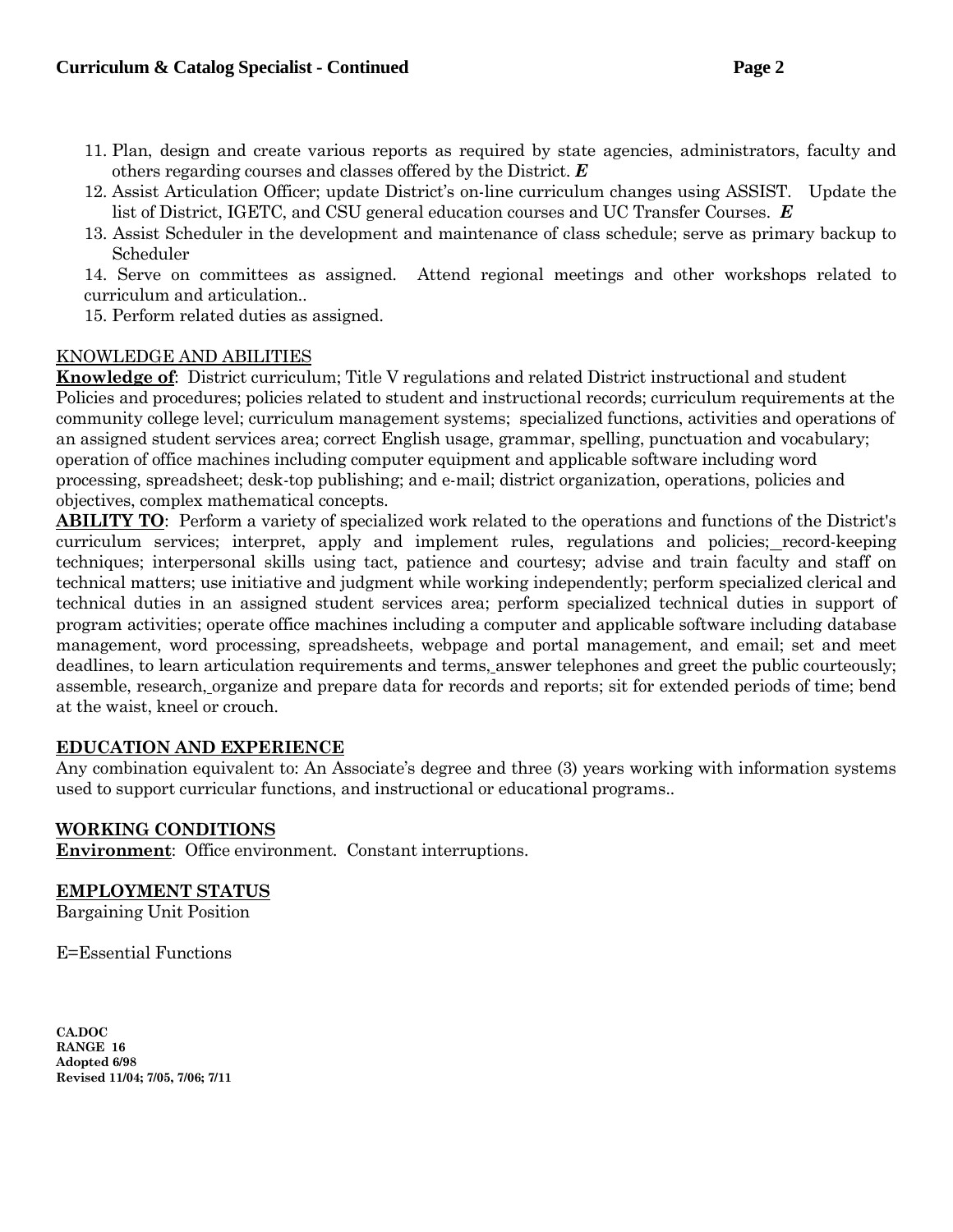11. Plan, design and create various reports as required by state agencies, administrators, faculty and others regarding courses and classes offered by the District. ***E***
12. Assist Articulation Officer; update District's on-line curriculum changes using ASSIST. Update the list of District, IGETC, and CSU general education courses and UC Transfer Courses. ***E***
13. Assist Scheduler in the development and maintenance of class schedule; serve as primary backup to Scheduler
14. Serve on committees as assigned. Attend regional meetings and other workshops related to curriculum and articulation..
15. Perform related duties as assigned.

KNOWLEDGE AND ABILITIES

**Knowledge of**: District curriculum; Title V regulations and related District instructional and student Policies and procedures; policies related to student and instructional records; curriculum requirements at the community college level; curriculum management systems; specialized functions, activities and operations of an assigned student services area; correct English usage, grammar, spelling, punctuation and vocabulary; operation of office machines including computer equipment and applicable software including word processing, spreadsheet; desk-top publishing; and e-mail; district organization, operations, policies and objectives, complex mathematical concepts.

**ABILITY TO**: Perform a variety of specialized work related to the operations and functions of the District's curriculum services; interpret, apply and implement rules, regulations and policies; record-keeping techniques; interpersonal skills using tact, patience and courtesy; advise and train faculty and staff on technical matters; use initiative and judgment while working independently; perform specialized clerical and technical duties in an assigned student services area; perform specialized technical duties in support of program activities; operate office machines including a computer and applicable software including database management, word processing, spreadsheets, webpage and portal management, and email; set and meet deadlines, to learn articulation requirements and terms, answer telephones and greet the public courteously; assemble, research, organize and prepare data for records and reports; sit for extended periods of time; bend at the waist, kneel or crouch.

**EDUCATION AND EXPERIENCE**

Any combination equivalent to: An Associate's degree and three (3) years working with information systems used to support curricular functions, and instructional or educational programs..

**WORKING CONDITIONS**

**Environment**: Office environment. Constant interruptions.

**EMPLOYMENT STATUS**

Bargaining Unit Position

E=Essential Functions

**CA.DOC**
**RANGE 16**
**Adopted 6/98**
**Revised 11/04; 7/05, 7/06; 7/11**